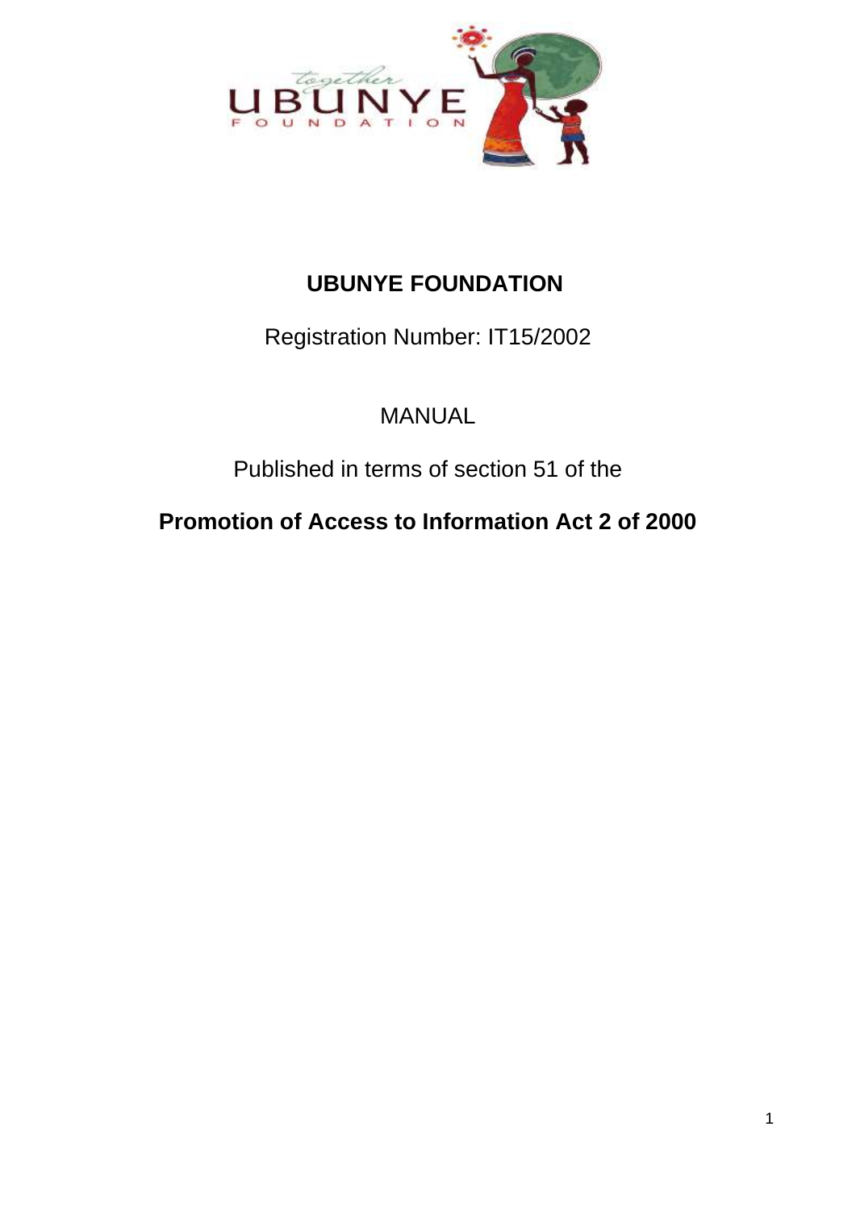# UBUNYE FOUNDATION

Registration Number: IT15/2002

MANUAL

Published in terms of section 51 of the

**Promotion of Access to Information Act 2 of 2000**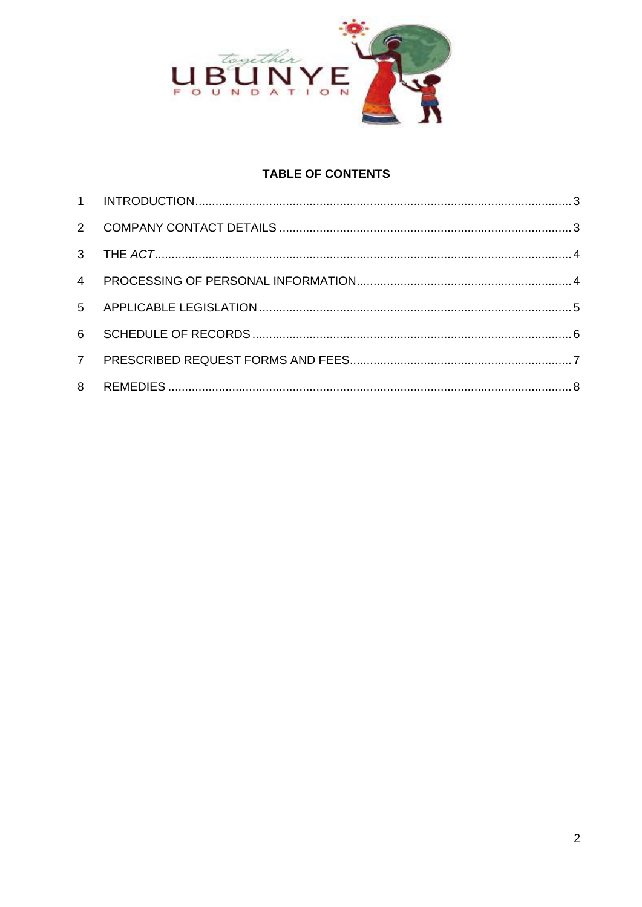**TABLE OF CONTENTS**

1 INTRODUCTION ... 3
2 COMPANY CONTACT DETAILS ... 3
3 THE *ACT* ... 4
4 PROCESSING OF PERSONAL INFORMATION ... 4
5 APPLICABLE LEGISLATION ... 5
6 SCHEDULE OF RECORDS ... 6
7 PRESCRIBED REQUEST FORMS AND FEES ... 7
8 REMEDIES ... 8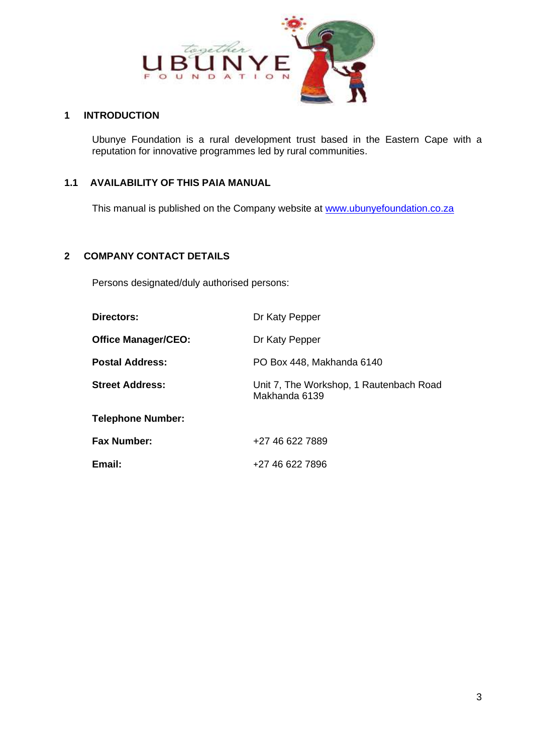## 1 INTRODUCTION

Ubunye Foundation is a rural development trust based in the Eastern Cape with a reputation for innovative programmes led by rural communities.

### 1.1 AVAILABILITY OF THIS PAIA MANUAL

This manual is published on the Company website at www.ubunyefoundation.co.za

## 2 COMPANY CONTACT DETAILS

Persons designated/duly authorised persons:

| | |
|---|---|
| **Directors:** | Dr Katy Pepper |
| **Office Manager/CEO:** | Dr Katy Pepper |
| **Postal Address:** | PO Box 448, Makhanda 6140 |
| **Street Address:** | Unit 7, The Workshop, 1 Rautenbach Road Makhanda 6139 |
| **Telephone Number:** | |
| **Fax Number:** | +27 46 622 7889 |
| **Email:** | +27 46 622 7896 |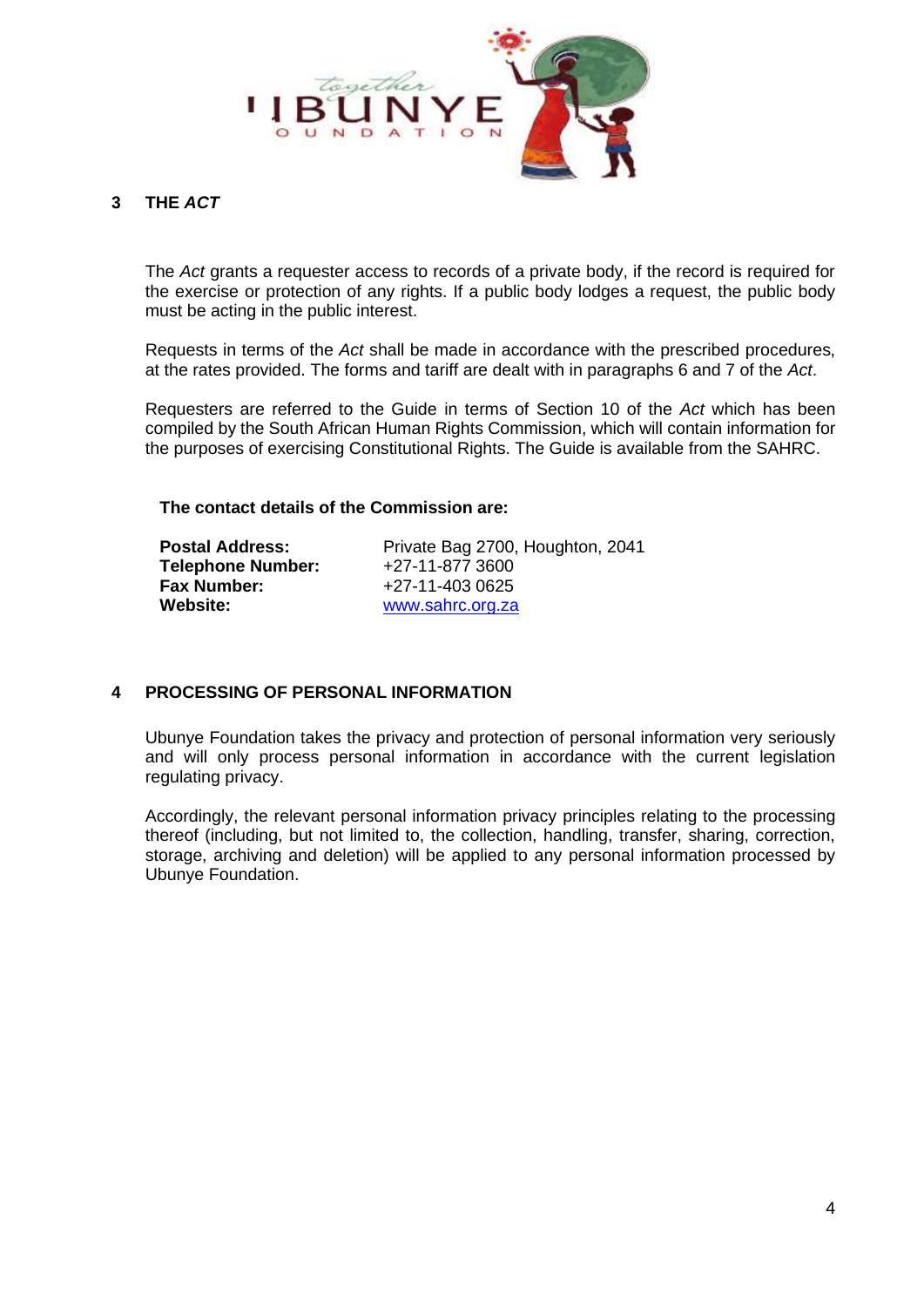## 3 THE *ACT*

The *Act* grants a requester access to records of a private body, if the record is required for the exercise or protection of any rights. If a public body lodges a request, the public body must be acting in the public interest.

Requests in terms of the *Act* shall be made in accordance with the prescribed procedures, at the rates provided. The forms and tariff are dealt with in paragraphs 6 and 7 of the *Act*.

Requesters are referred to the Guide in terms of Section 10 of the *Act* which has been compiled by the South African Human Rights Commission, which will contain information for the purposes of exercising Constitutional Rights. The Guide is available from the SAHRC.

**The contact details of the Commission are:**

| | |
|---|---|
| **Postal Address:** | Private Bag 2700, Houghton, 2041 |
| **Telephone Number:** | +27-11-877 3600 |
| **Fax Number:** | +27-11-403 0625 |
| **Website:** | www.sahrc.org.za |

## 4 PROCESSING OF PERSONAL INFORMATION

Ubunye Foundation takes the privacy and protection of personal information very seriously and will only process personal information in accordance with the current legislation regulating privacy.

Accordingly, the relevant personal information privacy principles relating to the processing thereof (including, but not limited to, the collection, handling, transfer, sharing, correction, storage, archiving and deletion) will be applied to any personal information processed by Ubunye Foundation.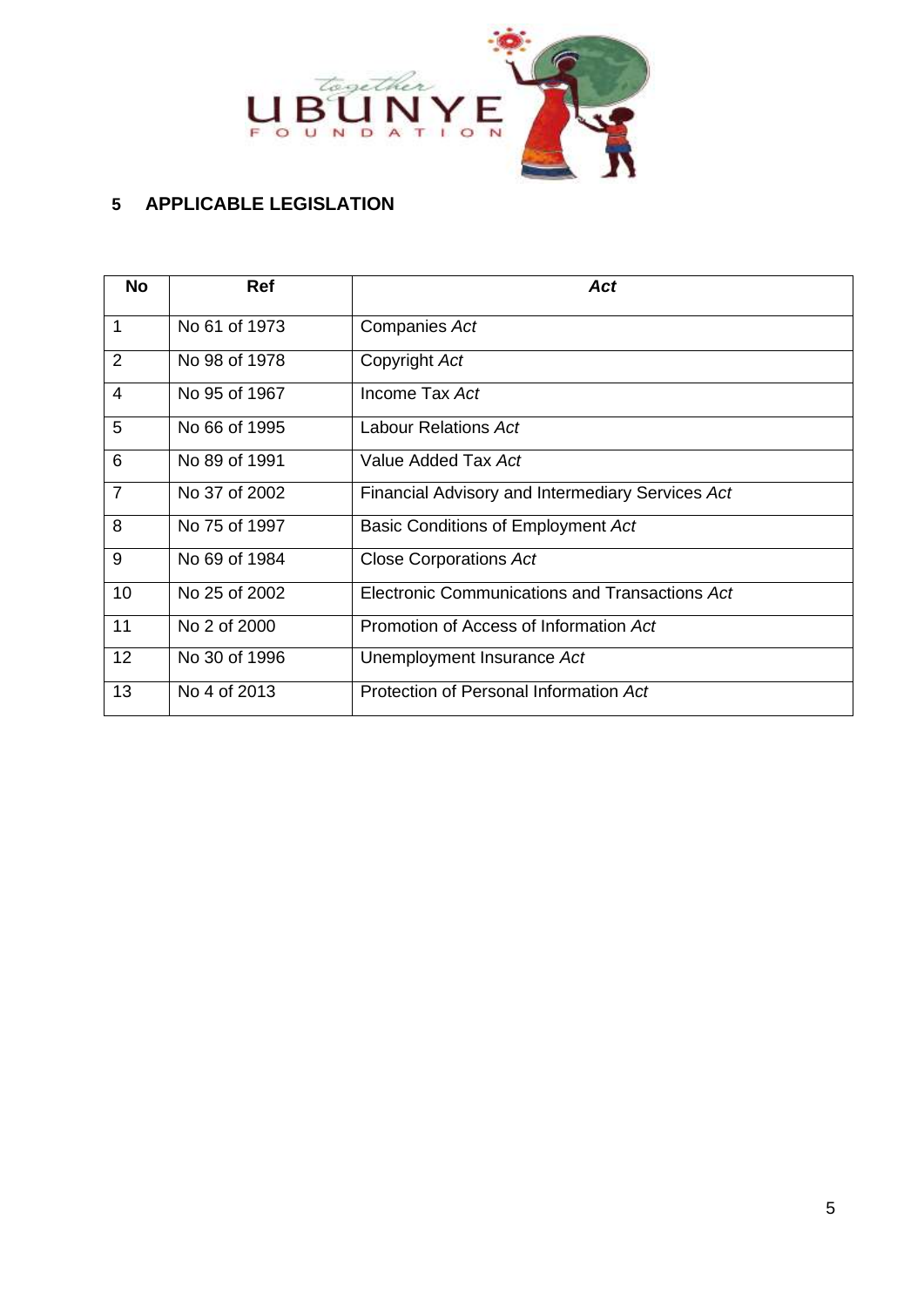## 5 APPLICABLE LEGISLATION

| No | Ref | *Act* |
|---|---|---|
| 1 | No 61 of 1973 | Companies *Act* |
| 2 | No 98 of 1978 | Copyright *Act* |
| 4 | No 95 of 1967 | Income Tax *Act* |
| 5 | No 66 of 1995 | Labour Relations *Act* |
| 6 | No 89 of 1991 | Value Added Tax *Act* |
| 7 | No 37 of 2002 | Financial Advisory and Intermediary Services *Act* |
| 8 | No 75 of 1997 | Basic Conditions of Employment *Act* |
| 9 | No 69 of 1984 | Close Corporations *Act* |
| 10 | No 25 of 2002 | Electronic Communications and Transactions *Act* |
| 11 | No 2 of 2000 | Promotion of Access of Information *Act* |
| 12 | No 30 of 1996 | Unemployment Insurance *Act* |
| 13 | No 4 of 2013 | Protection of Personal Information *Act* |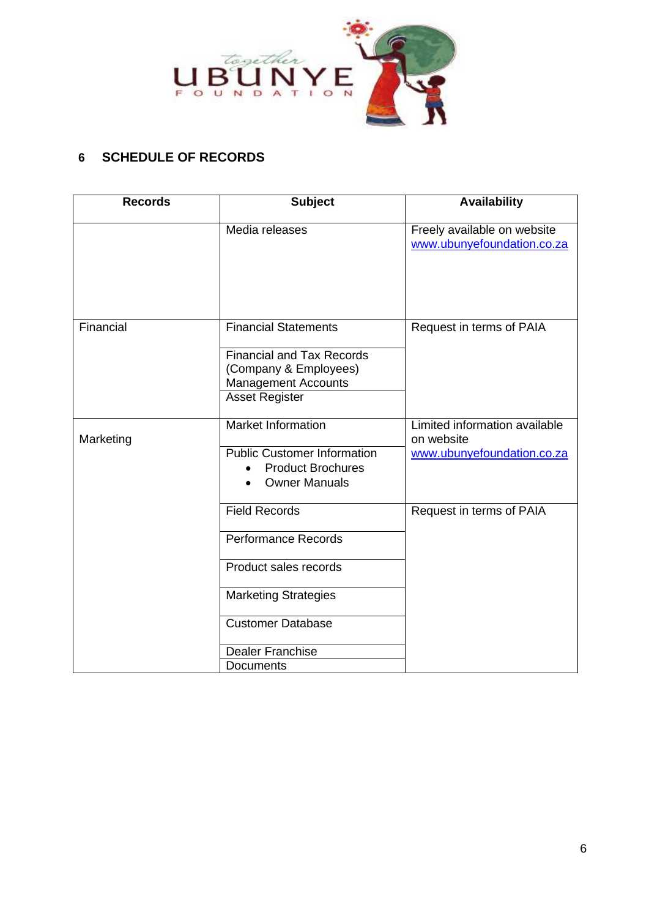## 6 SCHEDULE OF RECORDS

| Records | Subject | Availability |
|---|---|---|
| | Media releases | Freely available on website www.ubunyefoundation.co.za |
| Financial | Financial Statements | Request in terms of PAIA |
| | Financial and Tax Records (Company & Employees) Management Accounts | |
| | Asset Register | |
| Marketing | Market Information | Limited information available on website www.ubunyefoundation.co.za |
| | Public Customer Information<br>• Product Brochures<br>• Owner Manuals | |
| | Field Records | Request in terms of PAIA |
| | Performance Records | |
| | Product sales records | |
| | Marketing Strategies | |
| | Customer Database | |
| | Dealer Franchise Documents | |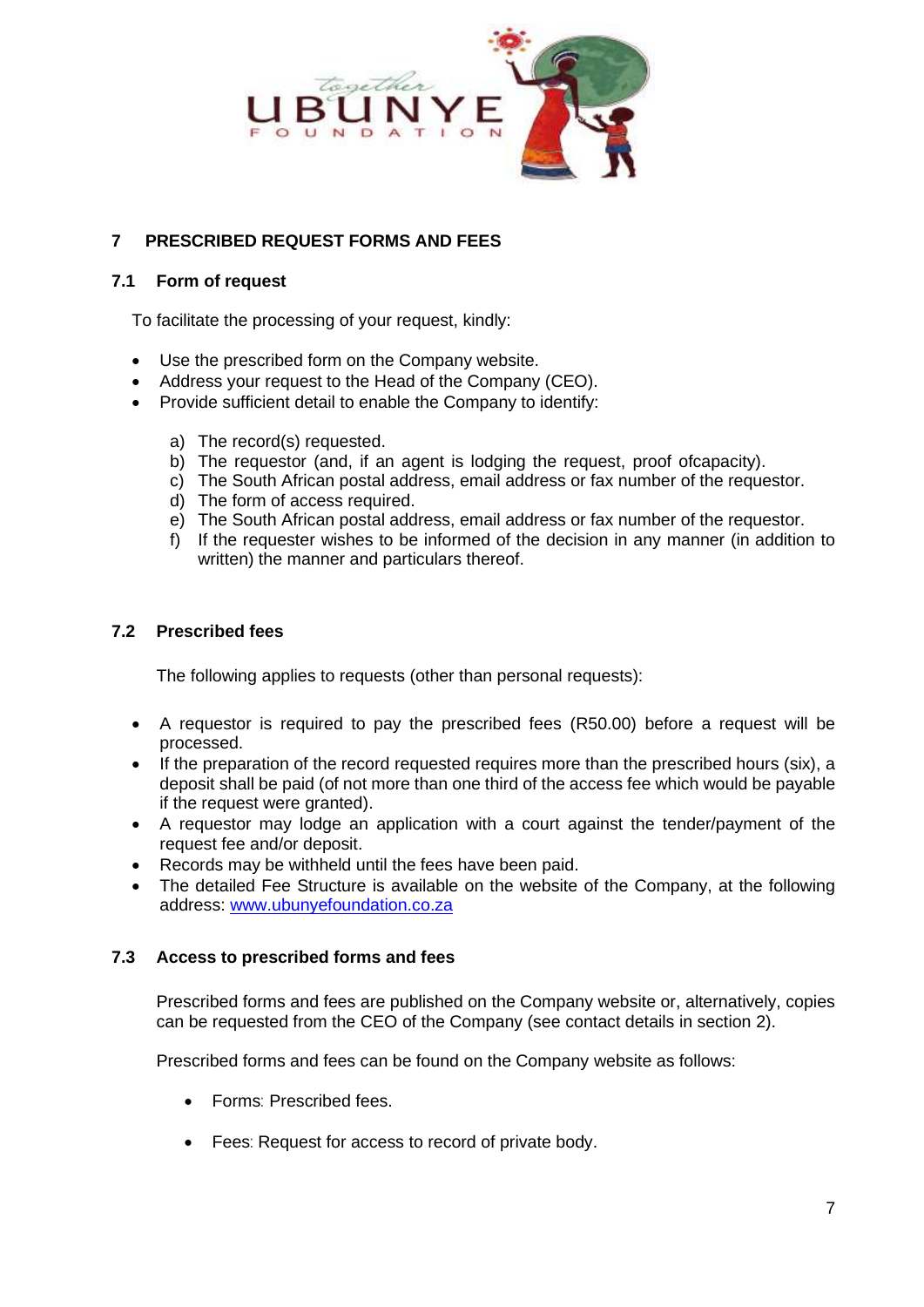## 7 PRESCRIBED REQUEST FORMS AND FEES

### 7.1 Form of request

To facilitate the processing of your request, kindly:

- Use the prescribed form on the Company website.
- Address your request to the Head of the Company (CEO).
- Provide sufficient detail to enable the Company to identify:

  a) The record(s) requested.
  b) The requestor (and, if an agent is lodging the request, proof ofcapacity).
  c) The South African postal address, email address or fax number of the requestor.
  d) The form of access required.
  e) The South African postal address, email address or fax number of the requestor.
  f) If the requester wishes to be informed of the decision in any manner (in addition to written) the manner and particulars thereof.

### 7.2 Prescribed fees

The following applies to requests (other than personal requests):

- A requestor is required to pay the prescribed fees (R50.00) before a request will be processed.
- If the preparation of the record requested requires more than the prescribed hours (six), a deposit shall be paid (of not more than one third of the access fee which would be payable if the request were granted).
- A requestor may lodge an application with a court against the tender/payment of the request fee and/or deposit.
- Records may be withheld until the fees have been paid.
- The detailed Fee Structure is available on the website of the Company, at the following address: www.ubunyefoundation.co.za

### 7.3 Access to prescribed forms and fees

Prescribed forms and fees are published on the Company website or, alternatively, copies can be requested from the CEO of the Company (see contact details in section 2).

Prescribed forms and fees can be found on the Company website as follows:

- Forms: Prescribed fees.
- Fees: Request for access to record of private body.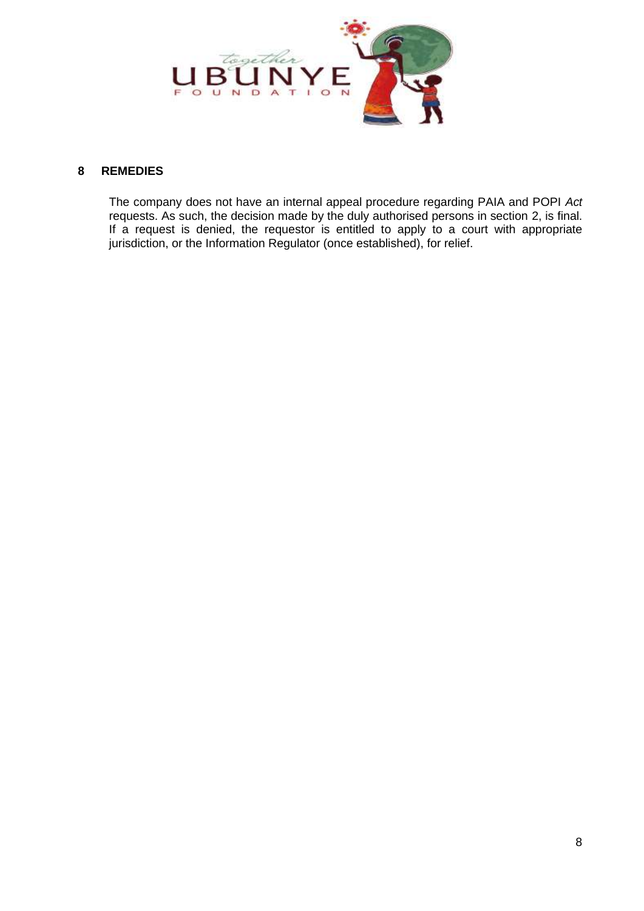## 8 REMEDIES

The company does not have an internal appeal procedure regarding PAIA and POPI *Act* requests. As such, the decision made by the duly authorised persons in section 2, is final. If a request is denied, the requestor is entitled to apply to a court with appropriate jurisdiction, or the Information Regulator (once established), for relief.